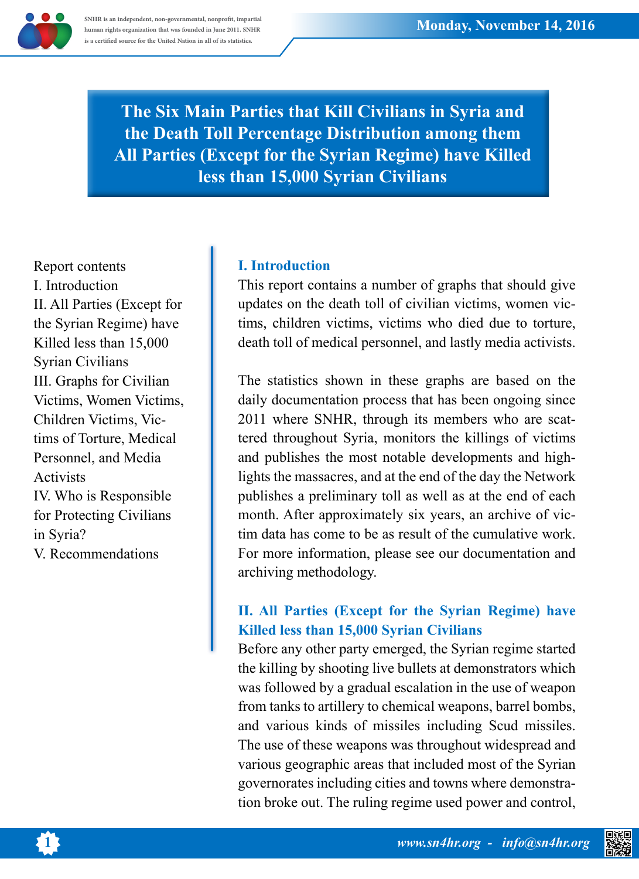# The Six Main Parties that Kill Civilians in Syria and the Death Toll Percentage Distribution among them All Parties (Except for the Syrian Regime) have Killed less than 15,000 Syrian Civilians

Report contents
I. Introduction
II. All Parties (Except for the Syrian Regime) have Killed less than 15,000 Syrian Civilians
III. Graphs for Civilian Victims, Women Victims, Children Victims, Victims of Torture, Medical Personnel, and Media Activists
IV. Who is Responsible for Protecting Civilians in Syria?
V. Recommendations

## I. Introduction

This report contains a number of graphs that should give updates on the death toll of civilian victims, women victims, children victims, victims who died due to torture, death toll of medical personnel, and lastly media activists.

The statistics shown in these graphs are based on the daily documentation process that has been ongoing since 2011 where SNHR, through its members who are scattered throughout Syria, monitors the killings of victims and publishes the most notable developments and highlights the massacres, and at the end of the day the Network publishes a preliminary toll as well as at the end of each month. After approximately six years, an archive of victim data has come to be as result of the cumulative work. For more information, please see our documentation and archiving methodology.

## II. All Parties (Except for the Syrian Regime) have Killed less than 15,000 Syrian Civilians

Before any other party emerged, the Syrian regime started the killing by shooting live bullets at demonstrators which was followed by a gradual escalation in the use of weapon from tanks to artillery to chemical weapons, barrel bombs, and various kinds of missiles including Scud missiles. The use of these weapons was throughout widespread and various geographic areas that included most of the Syrian governorates including cities and towns where demonstration broke out. The ruling regime used power and control,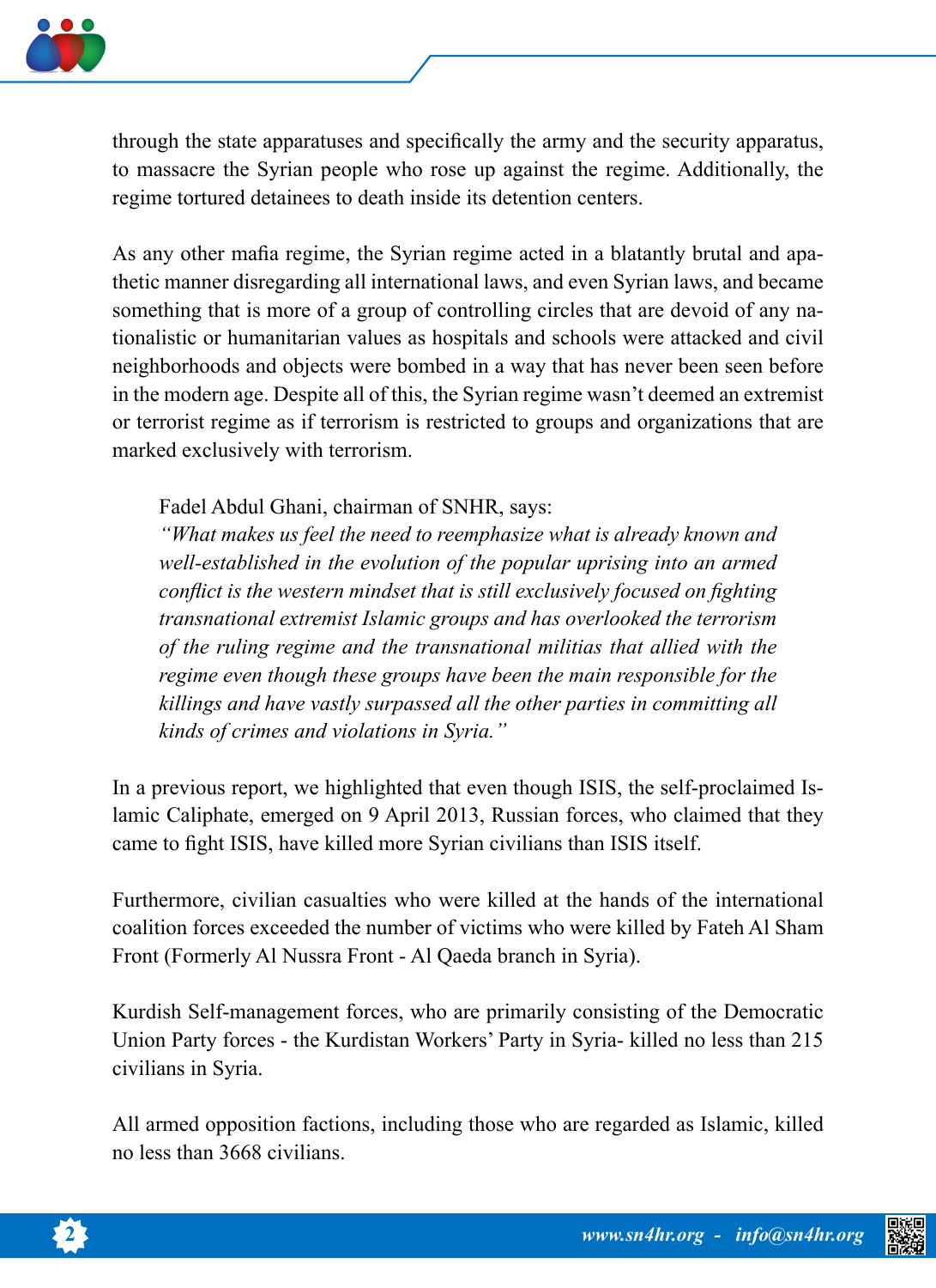through the state apparatuses and specifically the army and the security apparatus, to massacre the Syrian people who rose up against the regime. Additionally, the regime tortured detainees to death inside its detention centers.

As any other mafia regime, the Syrian regime acted in a blatantly brutal and apathetic manner disregarding all international laws, and even Syrian laws, and became something that is more of a group of controlling circles that are devoid of any nationalistic or humanitarian values as hospitals and schools were attacked and civil neighborhoods and objects were bombed in a way that has never been seen before in the modern age. Despite all of this, the Syrian regime wasn't deemed an extremist or terrorist regime as if terrorism is restricted to groups and organizations that are marked exclusively with terrorism.

> Fadel Abdul Ghani, chairman of SNHR, says:
> *"What makes us feel the need to reemphasize what is already known and well-established in the evolution of the popular uprising into an armed conflict is the western mindset that is still exclusively focused on fighting transnational extremist Islamic groups and has overlooked the terrorism of the ruling regime and the transnational militias that allied with the regime even though these groups have been the main responsible for the killings and have vastly surpassed all the other parties in committing all kinds of crimes and violations in Syria."*

In a previous report, we highlighted that even though ISIS, the self-proclaimed Islamic Caliphate, emerged on 9 April 2013, Russian forces, who claimed that they came to fight ISIS, have killed more Syrian civilians than ISIS itself.

Furthermore, civilian casualties who were killed at the hands of the international coalition forces exceeded the number of victims who were killed by Fateh Al Sham Front (Formerly Al Nussra Front - Al Qaeda branch in Syria).

Kurdish Self-management forces, who are primarily consisting of the Democratic Union Party forces - the Kurdistan Workers' Party in Syria- killed no less than 215 civilians in Syria.

All armed opposition factions, including those who are regarded as Islamic, killed no less than 3668 civilians.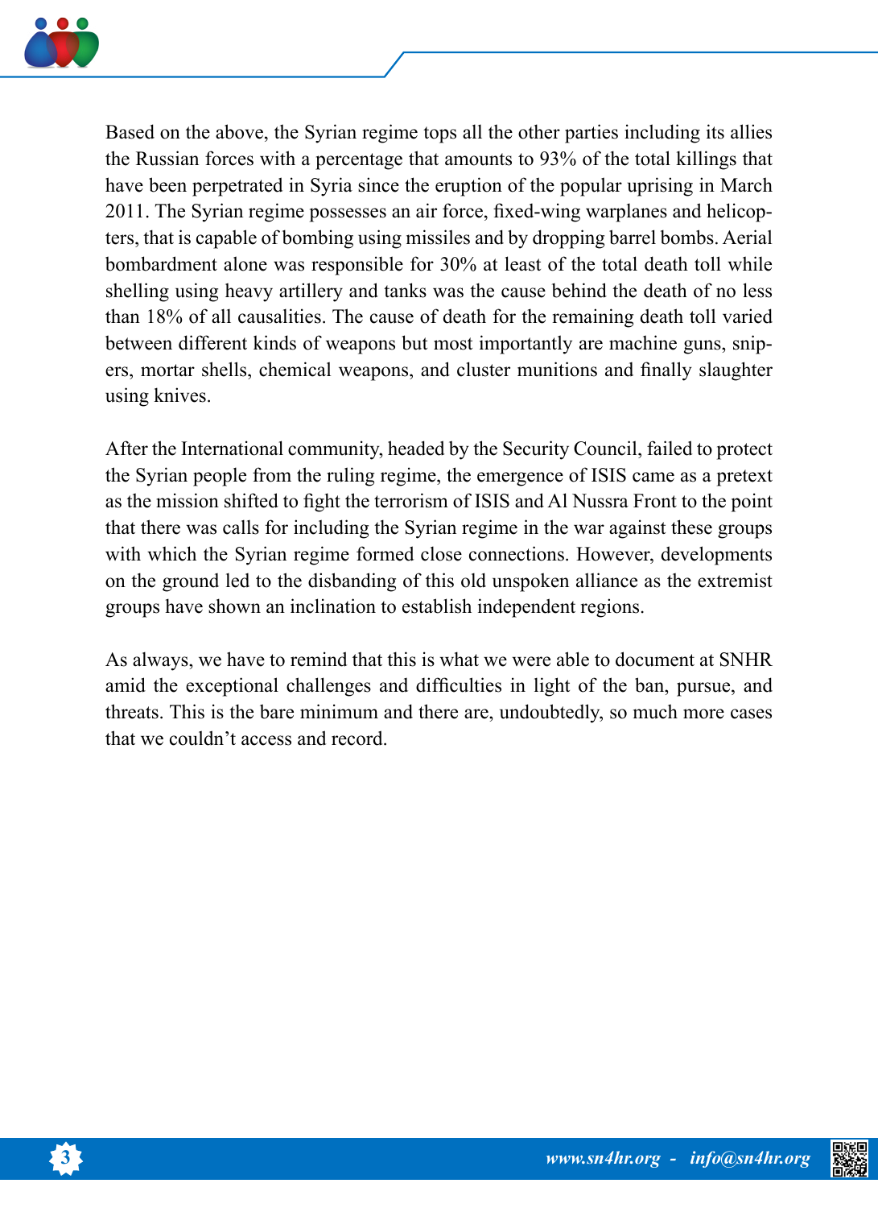Based on the above, the Syrian regime tops all the other parties including its allies the Russian forces with a percentage that amounts to 93% of the total killings that have been perpetrated in Syria since the eruption of the popular uprising in March 2011. The Syrian regime possesses an air force, fixed-wing warplanes and helicopters, that is capable of bombing using missiles and by dropping barrel bombs. Aerial bombardment alone was responsible for 30% at least of the total death toll while shelling using heavy artillery and tanks was the cause behind the death of no less than 18% of all causalities. The cause of death for the remaining death toll varied between different kinds of weapons but most importantly are machine guns, snipers, mortar shells, chemical weapons, and cluster munitions and finally slaughter using knives.

After the International community, headed by the Security Council, failed to protect the Syrian people from the ruling regime, the emergence of ISIS came as a pretext as the mission shifted to fight the terrorism of ISIS and Al Nussra Front to the point that there was calls for including the Syrian regime in the war against these groups with which the Syrian regime formed close connections. However, developments on the ground led to the disbanding of this old unspoken alliance as the extremist groups have shown an inclination to establish independent regions.

As always, we have to remind that this is what we were able to document at SNHR amid the exceptional challenges and difficulties in light of the ban, pursue, and threats. This is the bare minimum and there are, undoubtedly, so much more cases that we couldn’t access and record.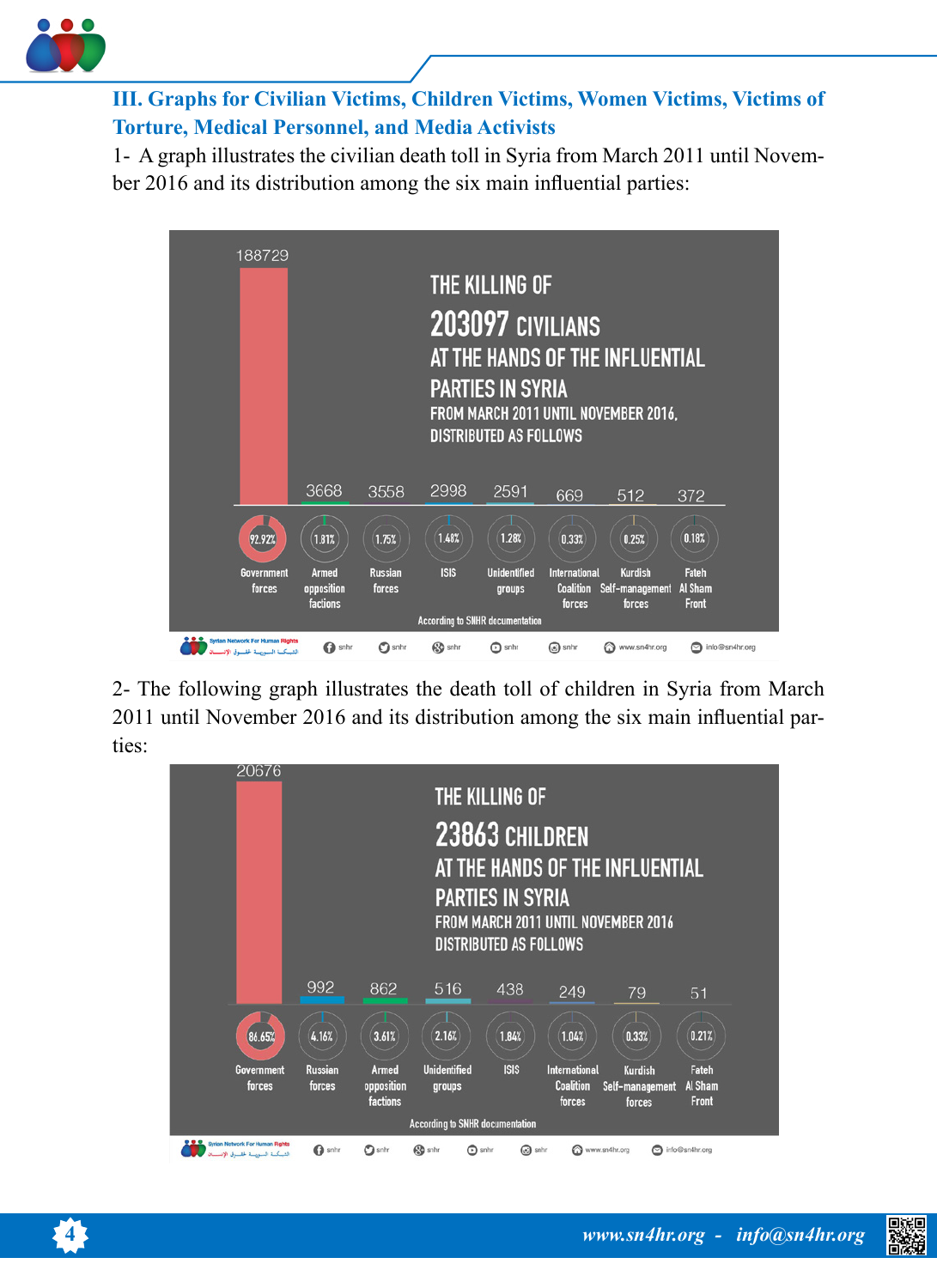### III. Graphs for Civilian Victims, Children Victims, Women Victims, Victims of Torture, Medical Personnel, and Media Activists

1- A graph illustrates the civilian death toll in Syria from March 2011 until November 2016 and its distribution among the six main influential parties:

THE KILLING OF 203097 CIVILIANS AT THE HANDS OF THE INFLUENTIAL PARTIES IN SYRIA FROM MARCH 2011 UNTIL NOVEMBER 2016, DISTRIBUTED AS FOLLOWS

| Party | Victims | Percentage |
|---|---|---|
| Government forces | 188729 | 92.92% |
| Armed opposition factions | 3668 | 1.81% |
| Russian forces | 3558 | 1.75% |
| ISIS | 2998 | 1.48% |
| Unidentified groups | 2591 | 1.28% |
| International Coalition forces | 669 | 0.33% |
| Kurdish Self-management forces | 512 | 0.25% |
| Fateh Al Sham Front | 372 | 0.18% |

According to SNHR documentation

2- The following graph illustrates the death toll of children in Syria from March 2011 until November 2016 and its distribution among the six main influential parties:

THE KILLING OF 23863 CHILDREN AT THE HANDS OF THE INFLUENTIAL PARTIES IN SYRIA FROM MARCH 2011 UNTIL NOVEMBER 2016 DISTRIBUTED AS FOLLOWS

| Party | Victims | Percentage |
|---|---|---|
| Government forces | 20676 | 86.65% |
| Russian forces | 992 | 4.16% |
| Armed opposition factions | 862 | 3.61% |
| Unidentified groups | 516 | 2.16% |
| ISIS | 438 | 1.84% |
| International Coalition forces | 249 | 1.04% |
| Kurdish Self-management forces | 79 | 0.33% |
| Fateh Al Sham Front | 51 | 0.21% |

According to SNHR documentation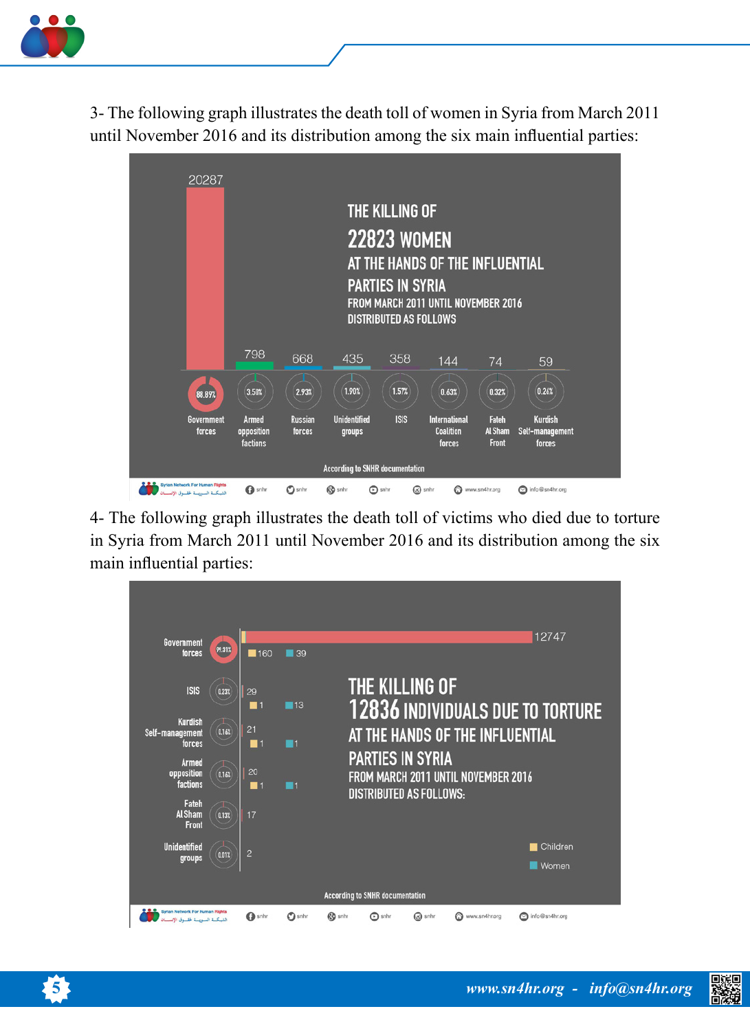3- The following graph illustrates the death toll of women in Syria from March 2011 until November 2016 and its distribution among the six main influential parties:

THE KILLING OF
22823 WOMEN
AT THE HANDS OF THE INFLUENTIAL PARTIES IN SYRIA
FROM MARCH 2011 UNTIL NOVEMBER 2016
DISTRIBUTED AS FOLLOWS

| Party | Number | Percentage |
|---|---|---|
| Government forces | 20287 | 88.89% |
| Armed opposition factions | 798 | 3.50% |
| Russian forces | 668 | 2.93% |
| Unidentified groups | 435 | 1.90% |
| ISIS | 358 | 1.57% |
| International Coalition forces | 144 | 0.63% |
| Fateh Al Sham Front | 74 | 0.32% |
| Kurdish Self-management forces | 59 | 0.26% |

According to SNHR documentation

4- The following graph illustrates the death toll of victims who died due to torture in Syria from March 2011 until November 2016 and its distribution among the six main influential parties:

THE KILLING OF
12836 INDIVIDUALS DUE TO TORTURE
AT THE HANDS OF THE INFLUENTIAL PARTIES IN SYRIA
FROM MARCH 2011 UNTIL NOVEMBER 2016
DISTRIBUTED AS FOLLOWS:

| Party | Total | Percentage | Children | Women |
|---|---|---|---|---|
| Government forces | 12747 | 99.31% | 160 | 39 |
| ISIS | 29 | 0.23% | 1 | 13 |
| Kurdish Self-management forces | 21 | 0.16% | 1 | 1 |
| Armed opposition factions | 20 | 0.16% | 1 | 1 |
| Fateh Al Sham Front | 17 | 0.13% | | |
| Unidentified groups | 2 | 0.01% | | |

According to SNHR documentation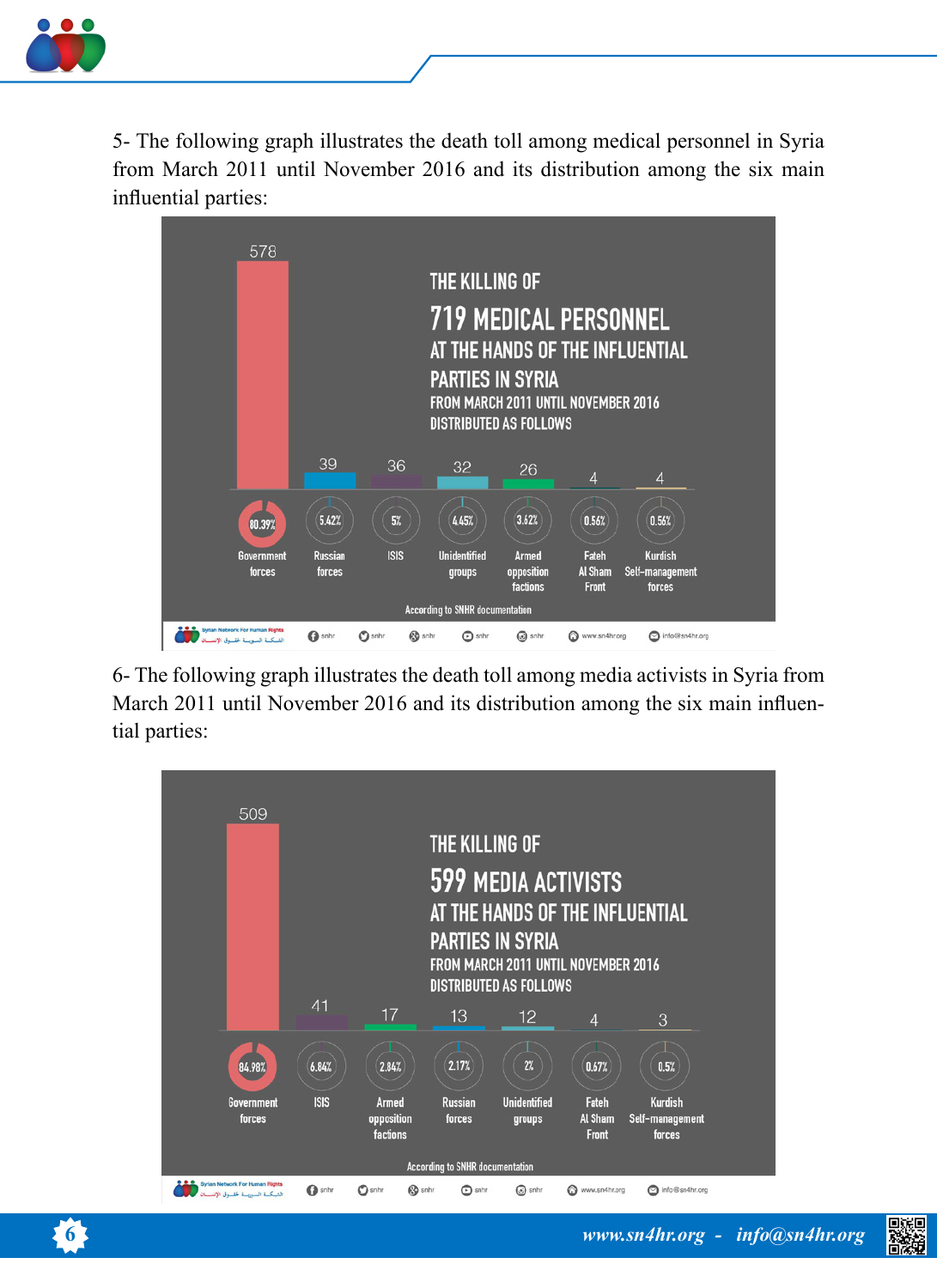5- The following graph illustrates the death toll among medical personnel in Syria from March 2011 until November 2016 and its distribution among the six main influential parties:

THE KILLING OF 719 MEDICAL PERSONNEL AT THE HANDS OF THE INFLUENTIAL PARTIES IN SYRIA FROM MARCH 2011 UNTIL NOVEMBER 2016 DISTRIBUTED AS FOLLOWS

| Party | Number | Percentage |
| --- | --- | --- |
| Government forces | 578 | 80.39% |
| Russian forces | 39 | 5.42% |
| ISIS | 36 | 5% |
| Unidentified groups | 32 | 4.45% |
| Armed opposition factions | 26 | 3.62% |
| Fateh Al Sham Front | 4 | 0.56% |
| Kurdish Self-management forces | 4 | 0.56% |

According to SNHR documentation

6- The following graph illustrates the death toll among media activists in Syria from March 2011 until November 2016 and its distribution among the six main influential parties:

THE KILLING OF 599 MEDIA ACTIVISTS AT THE HANDS OF THE INFLUENTIAL PARTIES IN SYRIA FROM MARCH 2011 UNTIL NOVEMBER 2016 DISTRIBUTED AS FOLLOWS

| Party | Number | Percentage |
| --- | --- | --- |
| Government forces | 509 | 84.98% |
| ISIS | 41 | 6.84% |
| Armed opposition factions | 17 | 2.84% |
| Russian forces | 13 | 2.17% |
| Unidentified groups | 12 | 2% |
| Fateh Al Sham Front | 4 | 0.67% |
| Kurdish Self-management forces | 3 | 0.5% |

According to SNHR documentation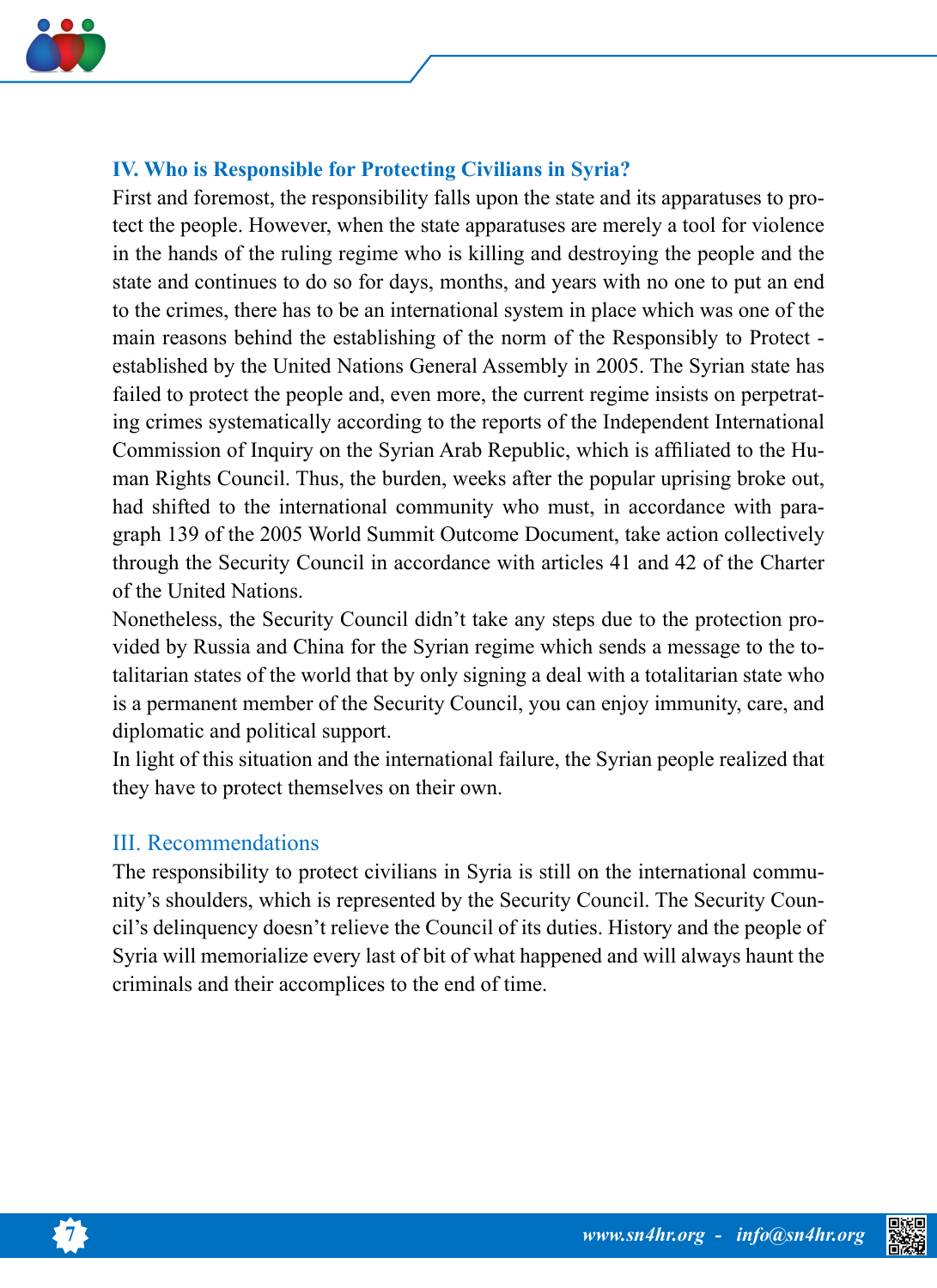### IV. Who is Responsible for Protecting Civilians in Syria?

First and foremost, the responsibility falls upon the state and its apparatuses to protect the people. However, when the state apparatuses are merely a tool for violence in the hands of the ruling regime who is killing and destroying the people and the state and continues to do so for days, months, and years with no one to put an end to the crimes, there has to be an international system in place which was one of the main reasons behind the establishing of the norm of the Responsibly to Protect - established by the United Nations General Assembly in 2005. The Syrian state has failed to protect the people and, even more, the current regime insists on perpetrating crimes systematically according to the reports of the Independent International Commission of Inquiry on the Syrian Arab Republic, which is affiliated to the Human Rights Council. Thus, the burden, weeks after the popular uprising broke out, had shifted to the international community who must, in accordance with paragraph 139 of the 2005 World Summit Outcome Document, take action collectively through the Security Council in accordance with articles 41 and 42 of the Charter of the United Nations.

Nonetheless, the Security Council didn't take any steps due to the protection provided by Russia and China for the Syrian regime which sends a message to the totalitarian states of the world that by only signing a deal with a totalitarian state who is a permanent member of the Security Council, you can enjoy immunity, care, and diplomatic and political support.

In light of this situation and the international failure, the Syrian people realized that they have to protect themselves on their own.

### III. Recommendations

The responsibility to protect civilians in Syria is still on the international community's shoulders, which is represented by the Security Council. The Security Council's delinquency doesn't relieve the Council of its duties. History and the people of Syria will memorialize every last of bit of what happened and will always haunt the criminals and their accomplices to the end of time.